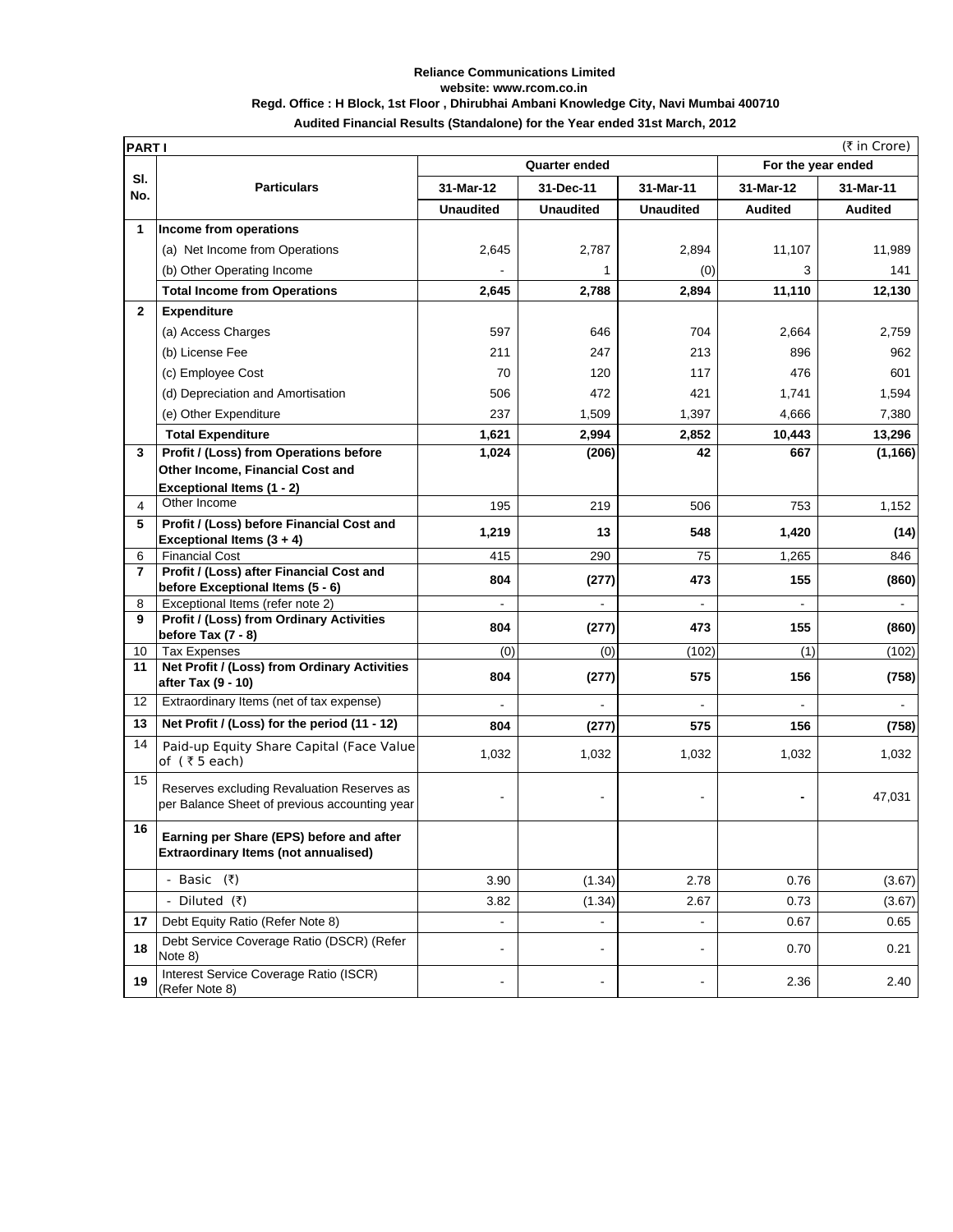**Reliance Communications Limited**
**website: www.rcom.co.in**
**Regd. Office : H Block, 1st Floor , Dhirubhai Ambani Knowledge City, Navi Mumbai 400710**
**Audited Financial Results (Standalone) for the Year ended 31st March, 2012**

**PART I** (₹ in Crore)

| Sl. No. | Particulars | Quarter ended | | | For the year ended | |
|---|---|---|---|---|---|---|
| | | 31-Mar-12 | 31-Dec-11 | 31-Mar-11 | 31-Mar-12 | 31-Mar-11 |
| | | Unaudited | Unaudited | Unaudited | Audited | Audited |
| 1 | **Income from operations** | | | | | |
| | (a) Net Income from Operations | 2,645 | 2,787 | 2,894 | 11,107 | 11,989 |
| | (b) Other Operating Income | - | 1 | (0) | 3 | 141 |
| | **Total Income from Operations** | **2,645** | **2,788** | **2,894** | **11,110** | **12,130** |
| 2 | **Expenditure** | | | | | |
| | (a) Access Charges | 597 | 646 | 704 | 2,664 | 2,759 |
| | (b) License Fee | 211 | 247 | 213 | 896 | 962 |
| | (c) Employee Cost | 70 | 120 | 117 | 476 | 601 |
| | (d) Depreciation and Amortisation | 506 | 472 | 421 | 1,741 | 1,594 |
| | (e) Other Expenditure | 237 | 1,509 | 1,397 | 4,666 | 7,380 |
| | **Total Expenditure** | **1,621** | **2,994** | **2,852** | **10,443** | **13,296** |
| 3 | **Profit / (Loss) from Operations before Other Income, Financial Cost and Exceptional Items (1 - 2)** | **1,024** | **(206)** | **42** | **667** | **(1,166)** |
| 4 | Other Income | 195 | 219 | 506 | 753 | 1,152 |
| 5 | **Profit / (Loss) before Financial Cost and Exceptional Items (3 + 4)** | **1,219** | **13** | **548** | **1,420** | **(14)** |
| 6 | Financial Cost | 415 | 290 | 75 | 1,265 | 846 |
| 7 | **Profit / (Loss) after Financial Cost and before Exceptional Items (5 - 6)** | **804** | **(277)** | **473** | **155** | **(860)** |
| 8 | Exceptional Items (refer note 2) | - | - | - | - | - |
| 9 | **Profit / (Loss) from Ordinary Activities before Tax (7 - 8)** | **804** | **(277)** | **473** | **155** | **(860)** |
| 10 | Tax Expenses | (0) | (0) | (102) | (1) | (102) |
| 11 | **Net Profit / (Loss) from Ordinary Activities after Tax (9 - 10)** | **804** | **(277)** | **575** | **156** | **(758)** |
| 12 | Extraordinary Items (net of tax expense) | - | - | - | - | - |
| 13 | **Net Profit / (Loss) for the period (11 - 12)** | **804** | **(277)** | **575** | **156** | **(758)** |
| 14 | Paid-up Equity Share Capital (Face Value of ( ₹ 5 each) | 1,032 | 1,032 | 1,032 | 1,032 | 1,032 |
| 15 | Reserves excluding Revaluation Reserves as per Balance Sheet of previous accounting year | - | - | - | **-** | 47,031 |
| 16 | **Earning per Share (EPS) before and after Extraordinary Items (not annualised)** | | | | | |
| | - Basic (₹) | 3.90 | (1.34) | 2.78 | 0.76 | (3.67) |
| | - Diluted (₹) | 3.82 | (1.34) | 2.67 | 0.73 | (3.67) |
| 17 | Debt Equity Ratio (Refer Note 8) | - | - | - | 0.67 | 0.65 |
| 18 | Debt Service Coverage Ratio (DSCR) (Refer Note 8) | - | - | - | 0.70 | 0.21 |
| 19 | Interest Service Coverage Ratio (ISCR) (Refer Note 8) | - | - | - | 2.36 | 2.40 |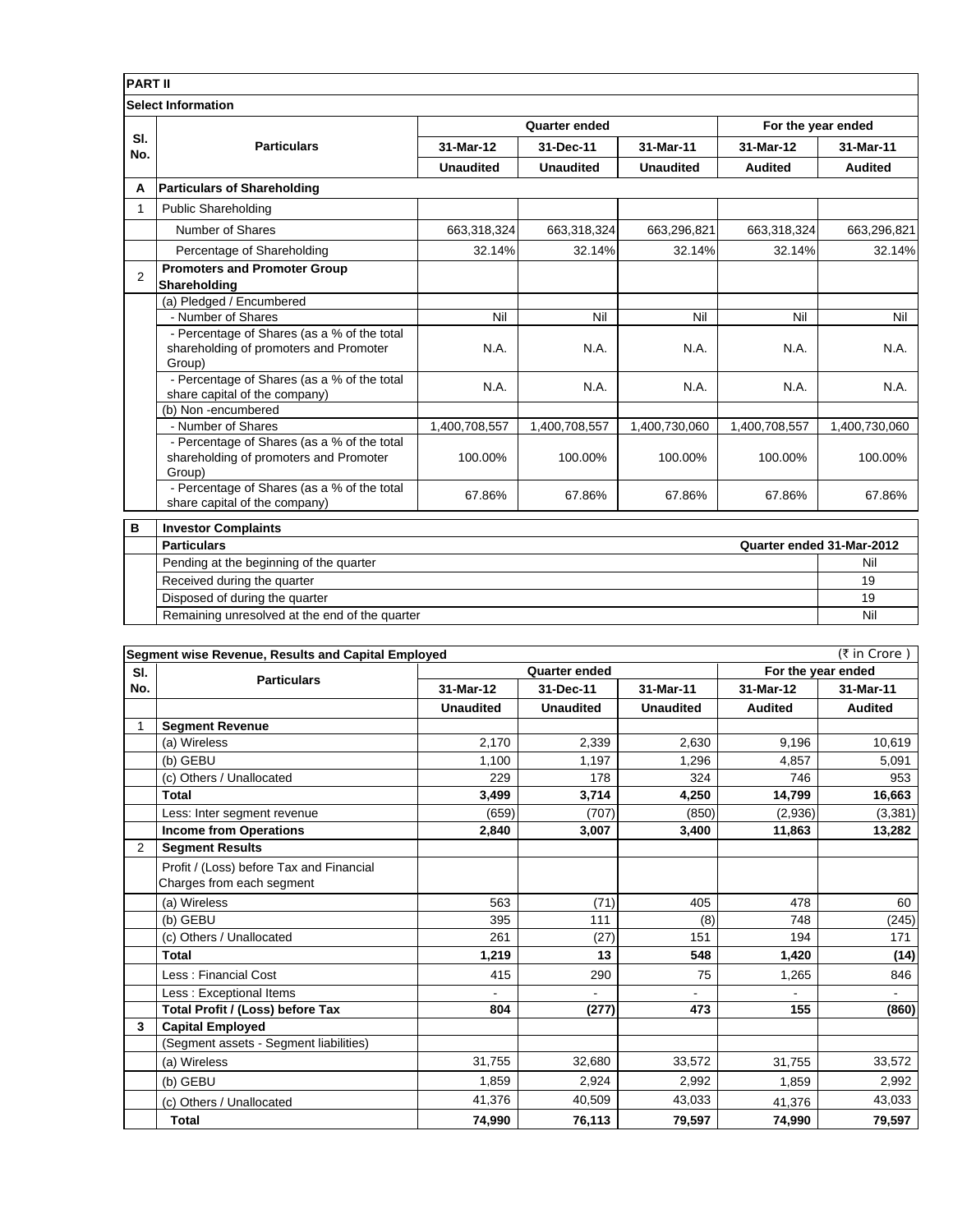## PART II

### Select Information

| Sl. No. | Particulars | Quarter ended | | | For the year ended | |
|---|---|---|---|---|---|---|
| | | 31-Mar-12 | 31-Dec-11 | 31-Mar-11 | 31-Mar-12 | 31-Mar-11 |
| | | Unaudited | Unaudited | Unaudited | Audited | Audited |
| **A** | **Particulars of Shareholding** | | | | | |
| 1 | Public Shareholding | | | | | |
| | Number of Shares | 663,318,324 | 663,318,324 | 663,296,821 | 663,318,324 | 663,296,821 |
| | Percentage of Shareholding | 32.14% | 32.14% | 32.14% | 32.14% | 32.14% |
| 2 | **Promoters and Promoter Group Shareholding** | | | | | |
| | (a) Pledged / Encumbered | | | | | |
| | - Number of Shares | Nil | Nil | Nil | Nil | Nil |
| | - Percentage of Shares (as a % of the total shareholding of promoters and Promoter Group) | N.A. | N.A. | N.A. | N.A. | N.A. |
| | - Percentage of Shares (as a % of the total share capital of the company) | N.A. | N.A. | N.A. | N.A. | N.A. |
| | (b) Non -encumbered | | | | | |
| | - Number of Shares | 1,400,708,557 | 1,400,708,557 | 1,400,730,060 | 1,400,708,557 | 1,400,730,060 |
| | - Percentage of Shares (as a % of the total shareholding of promoters and Promoter Group) | 100.00% | 100.00% | 100.00% | 100.00% | 100.00% |
| | - Percentage of Shares (as a % of the total share capital of the company) | 67.86% | 67.86% | 67.86% | 67.86% | 67.86% |

| **B** | **Investor Complaints** | |
|---|---|---|
| | **Particulars** | **Quarter ended 31-Mar-2012** |
| | Pending at the beginning of the quarter | Nil |
| | Received during the quarter | 19 |
| | Disposed of during the quarter | 19 |
| | Remaining unresolved at the end of the quarter | Nil |

### Segment wise Revenue, Results and Capital Employed

(₹ in Crore )

| Sl. No. | Particulars | Quarter ended | | | For the year ended | |
|---|---|---|---|---|---|---|
| | | 31-Mar-12 | 31-Dec-11 | 31-Mar-11 | 31-Mar-12 | 31-Mar-11 |
| | | Unaudited | Unaudited | Unaudited | Audited | Audited |
| 1 | **Segment Revenue** | | | | | |
| | (a) Wireless | 2,170 | 2,339 | 2,630 | 9,196 | 10,619 |
| | (b) GEBU | 1,100 | 1,197 | 1,296 | 4,857 | 5,091 |
| | (c) Others / Unallocated | 229 | 178 | 324 | 746 | 953 |
| | **Total** | **3,499** | **3,714** | **4,250** | **14,799** | **16,663** |
| | Less: Inter segment revenue | (659) | (707) | (850) | (2,936) | (3,381) |
| | **Income from Operations** | **2,840** | **3,007** | **3,400** | **11,863** | **13,282** |
| 2 | **Segment Results** | | | | | |
| | Profit / (Loss) before Tax and Financial Charges from each segment | | | | | |
| | (a) Wireless | 563 | (71) | 405 | 478 | 60 |
| | (b) GEBU | 395 | 111 | (8) | 748 | (245) |
| | (c) Others / Unallocated | 261 | (27) | 151 | 194 | 171 |
| | **Total** | **1,219** | **13** | **548** | **1,420** | **(14)** |
| | Less : Financial Cost | 415 | 290 | 75 | 1,265 | 846 |
| | Less : Exceptional Items | - | - | - | - | - |
| | **Total Profit / (Loss) before Tax** | **804** | **(277)** | **473** | **155** | **(860)** |
| **3** | **Capital Employed** | | | | | |
| | (Segment assets - Segment liabilities) | | | | | |
| | (a) Wireless | 31,755 | 32,680 | 33,572 | 31,755 | 33,572 |
| | (b) GEBU | 1,859 | 2,924 | 2,992 | 1,859 | 2,992 |
| | (c) Others / Unallocated | 41,376 | 40,509 | 43,033 | 41,376 | 43,033 |
| | **Total** | **74,990** | **76,113** | **79,597** | **74,990** | **79,597** |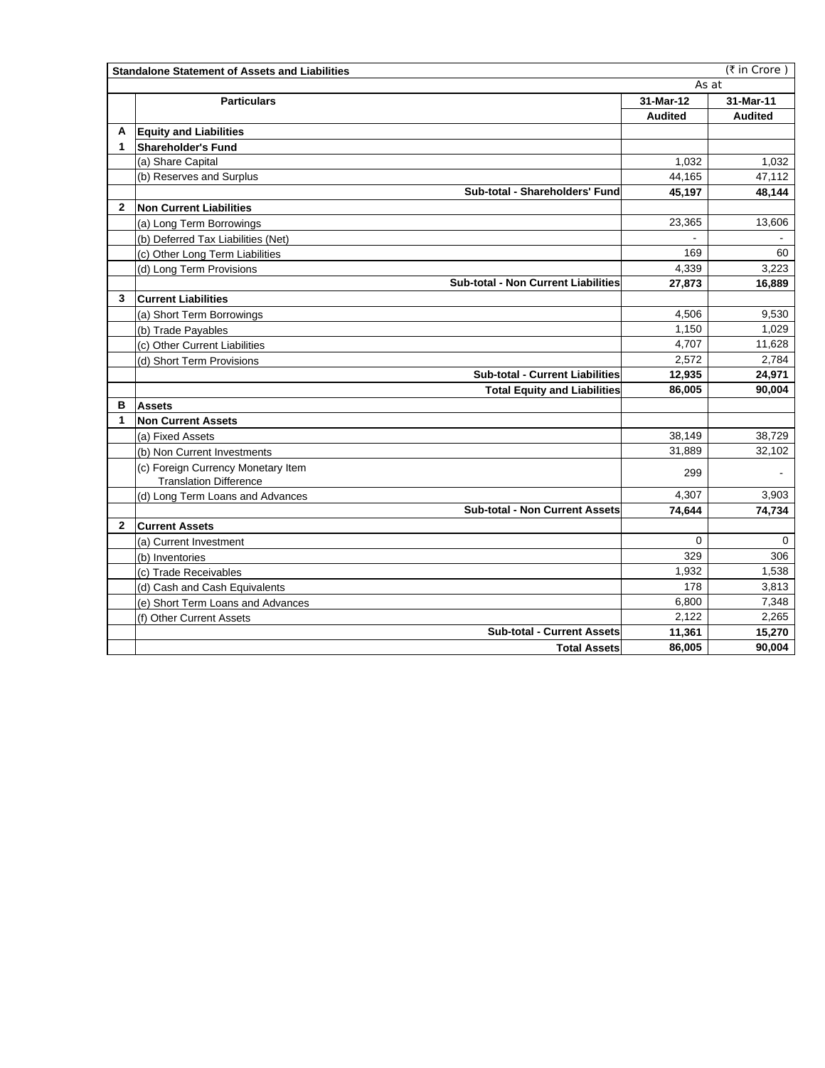| Standalone Statement of Assets and Liabilities | | (₹ in Crore ) | |
|---|---|---|---|
| | | As at | |
| | Particulars | 31-Mar-12 | 31-Mar-11 |
| | | Audited | Audited |
| A | **Equity and Liabilities** | | |
| 1 | **Shareholder's Fund** | | |
| | (a) Share Capital | 1,032 | 1,032 |
| | (b) Reserves and Surplus | 44,165 | 47,112 |
| | **Sub-total - Shareholders' Fund** | **45,197** | **48,144** |
| 2 | **Non Current Liabilities** | | |
| | (a) Long Term Borrowings | 23,365 | 13,606 |
| | (b) Deferred Tax Liabilities (Net) | - | - |
| | (c) Other Long Term Liabilities | 169 | 60 |
| | (d) Long Term Provisions | 4,339 | 3,223 |
| | **Sub-total - Non Current Liabilities** | **27,873** | **16,889** |
| 3 | **Current Liabilities** | | |
| | (a) Short Term Borrowings | 4,506 | 9,530 |
| | (b) Trade Payables | 1,150 | 1,029 |
| | (c) Other Current Liabilities | 4,707 | 11,628 |
| | (d) Short Term Provisions | 2,572 | 2,784 |
| | **Sub-total - Current Liabilities** | **12,935** | **24,971** |
| | **Total Equity and Liabilities** | **86,005** | **90,004** |
| B | **Assets** | | |
| 1 | **Non Current Assets** | | |
| | (a) Fixed Assets | 38,149 | 38,729 |
| | (b) Non Current Investments | 31,889 | 32,102 |
| | (c) Foreign Currency Monetary Item Translation Difference | 299 | - |
| | (d) Long Term Loans and Advances | 4,307 | 3,903 |
| | **Sub-total - Non Current Assets** | **74,644** | **74,734** |
| 2 | **Current Assets** | | |
| | (a) Current Investment | 0 | 0 |
| | (b) Inventories | 329 | 306 |
| | (c) Trade Receivables | 1,932 | 1,538 |
| | (d) Cash and Cash Equivalents | 178 | 3,813 |
| | (e) Short Term Loans and Advances | 6,800 | 7,348 |
| | (f) Other Current Assets | 2,122 | 2,265 |
| | **Sub-total - Current Assets** | **11,361** | **15,270** |
| | **Total Assets** | **86,005** | **90,004** |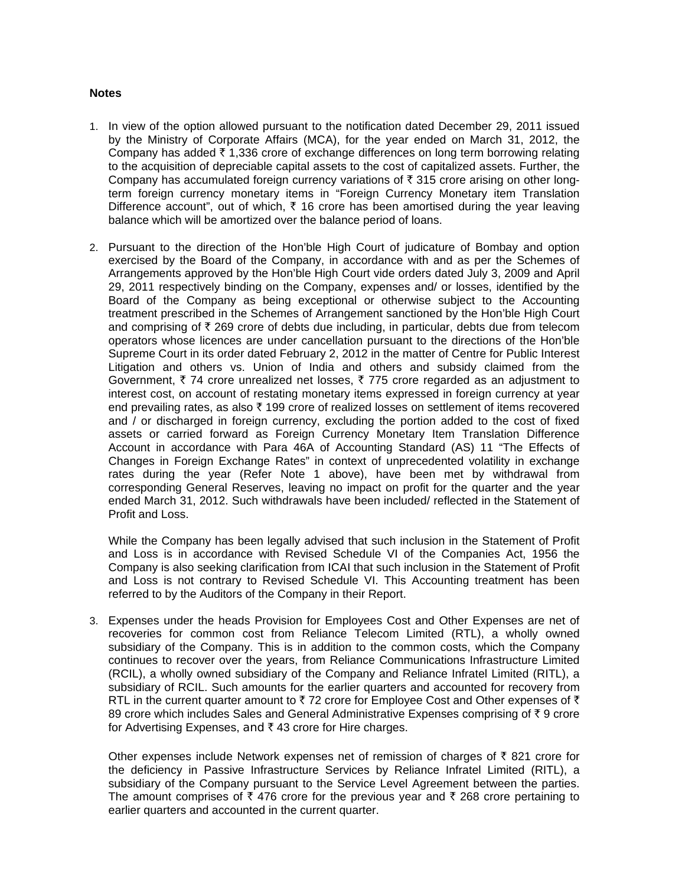**Notes**

1. In view of the option allowed pursuant to the notification dated December 29, 2011 issued by the Ministry of Corporate Affairs (MCA), for the year ended on March 31, 2012, the Company has added ₹ 1,336 crore of exchange differences on long term borrowing relating to the acquisition of depreciable capital assets to the cost of capitalized assets. Further, the Company has accumulated foreign currency variations of ₹ 315 crore arising on other long-term foreign currency monetary items in "Foreign Currency Monetary item Translation Difference account", out of which, ₹ 16 crore has been amortised during the year leaving balance which will be amortized over the balance period of loans.

2. Pursuant to the direction of the Hon'ble High Court of judicature of Bombay and option exercised by the Board of the Company, in accordance with and as per the Schemes of Arrangements approved by the Hon'ble High Court vide orders dated July 3, 2009 and April 29, 2011 respectively binding on the Company, expenses and/ or losses, identified by the Board of the Company as being exceptional or otherwise subject to the Accounting treatment prescribed in the Schemes of Arrangement sanctioned by the Hon'ble High Court and comprising of ₹ 269 crore of debts due including, in particular, debts due from telecom operators whose licences are under cancellation pursuant to the directions of the Hon'ble Supreme Court in its order dated February 2, 2012 in the matter of Centre for Public Interest Litigation and others vs. Union of India and others and subsidy claimed from the Government, ₹ 74 crore unrealized net losses, ₹ 775 crore regarded as an adjustment to interest cost, on account of restating monetary items expressed in foreign currency at year end prevailing rates, as also ₹ 199 crore of realized losses on settlement of items recovered and / or discharged in foreign currency, excluding the portion added to the cost of fixed assets or carried forward as Foreign Currency Monetary Item Translation Difference Account in accordance with Para 46A of Accounting Standard (AS) 11 "The Effects of Changes in Foreign Exchange Rates" in context of unprecedented volatility in exchange rates during the year (Refer Note 1 above), have been met by withdrawal from corresponding General Reserves, leaving no impact on profit for the quarter and the year ended March 31, 2012. Such withdrawals have been included/ reflected in the Statement of Profit and Loss.

   While the Company has been legally advised that such inclusion in the Statement of Profit and Loss is in accordance with Revised Schedule VI of the Companies Act, 1956 the Company is also seeking clarification from ICAI that such inclusion in the Statement of Profit and Loss is not contrary to Revised Schedule VI. This Accounting treatment has been referred to by the Auditors of the Company in their Report.

3. Expenses under the heads Provision for Employees Cost and Other Expenses are net of recoveries for common cost from Reliance Telecom Limited (RTL), a wholly owned subsidiary of the Company. This is in addition to the common costs, which the Company continues to recover over the years, from Reliance Communications Infrastructure Limited (RCIL), a wholly owned subsidiary of the Company and Reliance Infratel Limited (RITL), a subsidiary of RCIL. Such amounts for the earlier quarters and accounted for recovery from RTL in the current quarter amount to ₹ 72 crore for Employee Cost and Other expenses of ₹ 89 crore which includes Sales and General Administrative Expenses comprising of ₹ 9 crore for Advertising Expenses, and ₹ 43 crore for Hire charges.

   Other expenses include Network expenses net of remission of charges of ₹ 821 crore for the deficiency in Passive Infrastructure Services by Reliance Infratel Limited (RITL), a subsidiary of the Company pursuant to the Service Level Agreement between the parties. The amount comprises of ₹ 476 crore for the previous year and ₹ 268 crore pertaining to earlier quarters and accounted in the current quarter.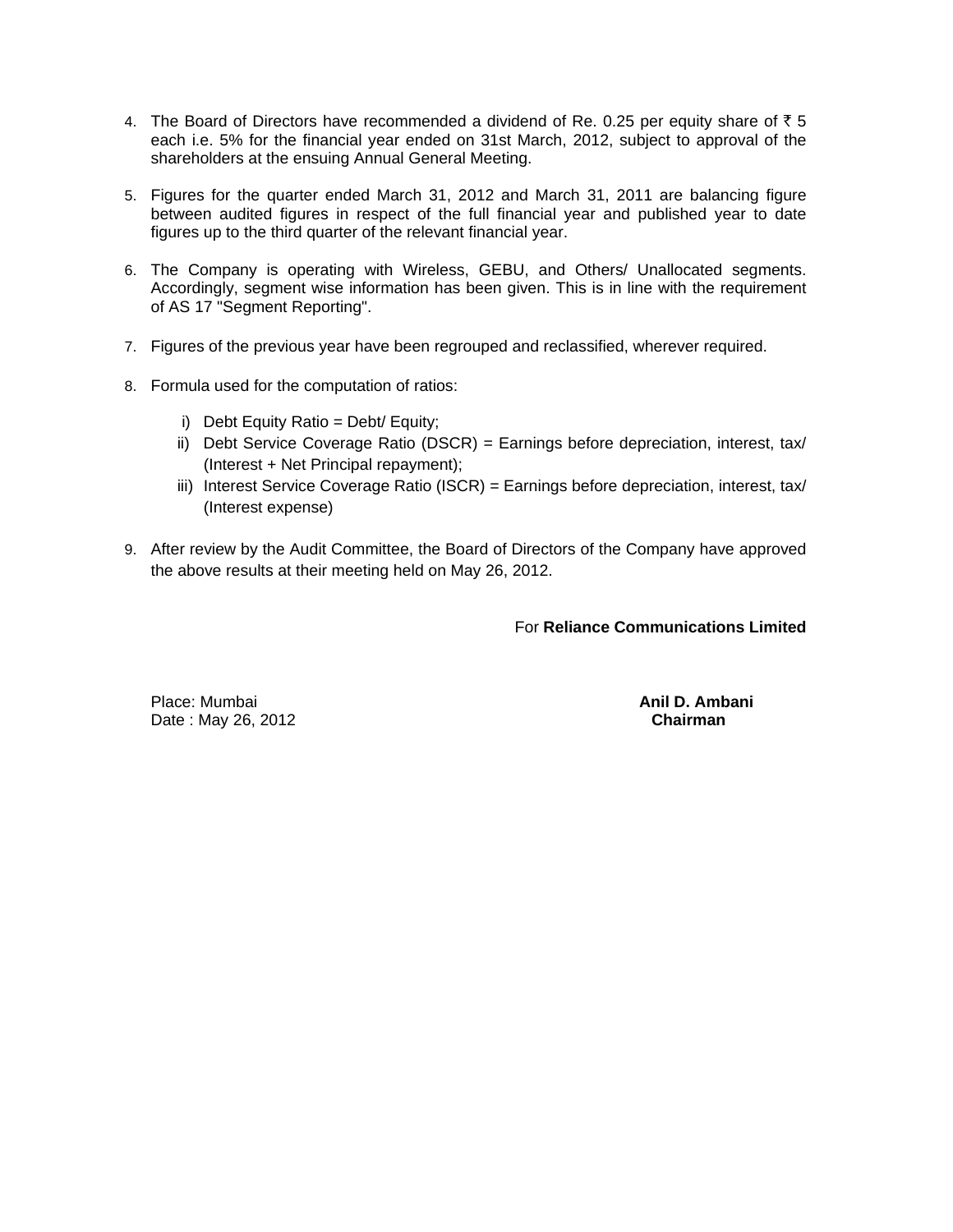4. The Board of Directors have recommended a dividend of Re. 0.25 per equity share of ₹ 5 each i.e. 5% for the financial year ended on 31st March, 2012, subject to approval of the shareholders at the ensuing Annual General Meeting.

5. Figures for the quarter ended March 31, 2012 and March 31, 2011 are balancing figure between audited figures in respect of the full financial year and published year to date figures up to the third quarter of the relevant financial year.

6. The Company is operating with Wireless, GEBU, and Others/ Unallocated segments. Accordingly, segment wise information has been given. This is in line with the requirement of AS 17 "Segment Reporting".

7. Figures of the previous year have been regrouped and reclassified, wherever required.

8. Formula used for the computation of ratios:

    i) Debt Equity Ratio = Debt/ Equity;
    ii) Debt Service Coverage Ratio (DSCR) = Earnings before depreciation, interest, tax/ (Interest + Net Principal repayment);
    iii) Interest Service Coverage Ratio (ISCR) = Earnings before depreciation, interest, tax/ (Interest expense)

9. After review by the Audit Committee, the Board of Directors of the Company have approved the above results at their meeting held on May 26, 2012.

For **Reliance Communications Limited**

Place: Mumbai
Date : May 26, 2012

**Anil D. Ambani**
**Chairman**